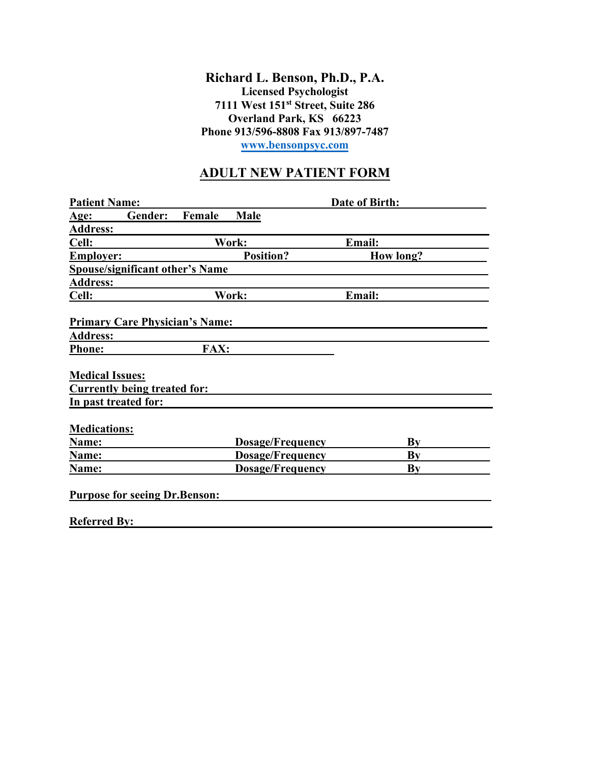**Richard L. Benson, Ph.D., P.A.**
**Licensed Psychologist**
**7111 West 151st Street, Suite 286**
**Overland Park, KS 66223**
**Phone 913/596-8808 Fax 913/897-7487**
**www.bensonpsyc.com**

# ADULT NEW PATIENT FORM

**Patient Name:** ____________________ **Date of Birth:** ____________

**Age:** ____ **Gender:** Female Male

**Address:** ______________________________________________

**Cell:** ____________ **Work:** ____________ **Email:** ____________

**Employer:** ____________ **Position?** ____________ **How long?** ____________

**Spouse/significant other's Name** ______________________________

**Address:** ______________________________________________

**Cell:** ____________ **Work:** ____________ **Email:** ____________

**Primary Care Physician's Name:** ______________________________

**Address:** ______________________________________________

**Phone:** ____________ **FAX:** ____________

**Medical Issues:**

**Currently being treated for:** ______________________________

**In past treated for:** ______________________________

**Medications:**

**Name:** ____________ **Dosage/Frequency** ____________ **By** ____________

**Name:** ____________ **Dosage/Frequency** ____________ **By** ____________

**Name:** ____________ **Dosage/Frequency** ____________ **By** ____________

**Purpose for seeing Dr.Benson:** ______________________________

**Referred By:** ______________________________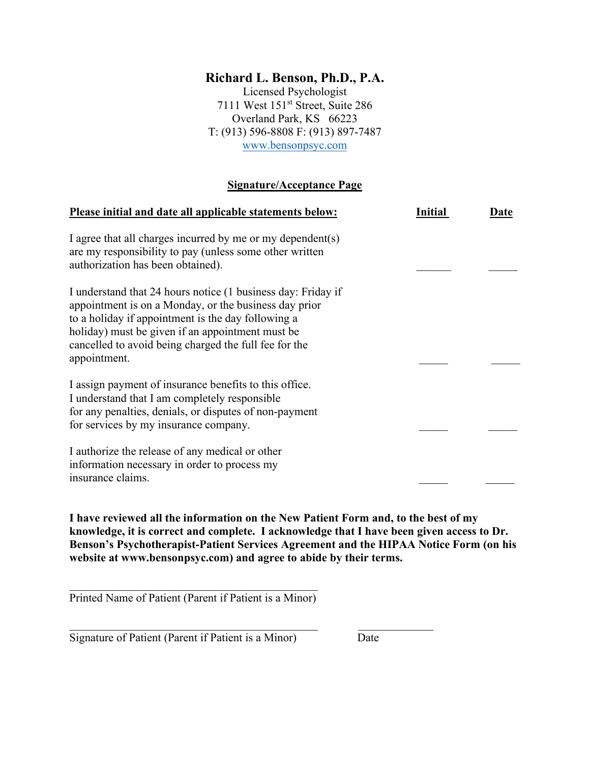# Richard L. Benson, Ph.D., P.A.

Licensed Psychologist
7111 West 151st Street, Suite 286
Overland Park, KS 66223
T: (913) 596-8808 F: (913) 897-7487
www.bensonpsyc.com

## Signature/Acceptance Page

| Please initial and date all applicable statements below: | Initial | Date |
| --- | --- | --- |
| I agree that all charges incurred by me or my dependent(s) are my responsibility to pay (unless some other written authorization has been obtained). | ______ | _____ |
| I understand that 24 hours notice (1 business day: Friday if appointment is on a Monday, or the business day prior to a holiday if appointment is the day following a holiday) must be given if an appointment must be cancelled to avoid being charged the full fee for the appointment. | _____ | _____ |
| I assign payment of insurance benefits to this office. I understand that I am completely responsible for any penalties, denials, or disputes of non-payment for services by my insurance company. | _____ | _____ |
| I authorize the release of any medical or other information necessary in order to process my insurance claims. | _____ | _____ |

**I have reviewed all the information on the New Patient Form and, to the best of my knowledge, it is correct and complete. I acknowledge that I have been given access to Dr. Benson's Psychotherapist-Patient Services Agreement and the HIPAA Notice Form (on his website at www.bensonpsyc.com) and agree to abide by their terms.**

______________________________________________
Printed Name of Patient (Parent if Patient is a Minor)

______________________________________________ _____________
Signature of Patient (Parent if Patient is a Minor) Date